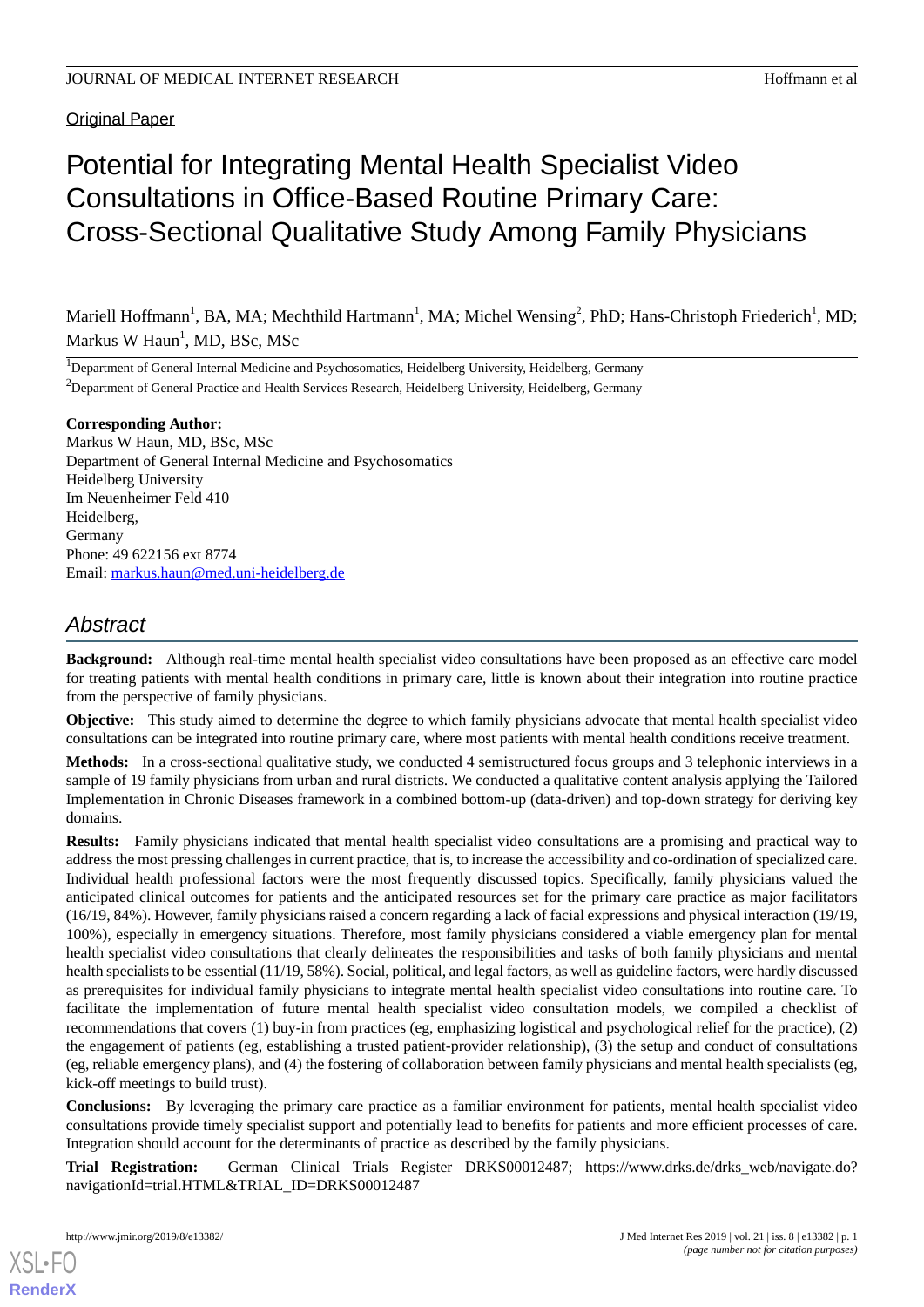Original Paper

# Potential for Integrating Mental Health Specialist Video Consultations in Office-Based Routine Primary Care: Cross-Sectional Qualitative Study Among Family Physicians

Mariell Hoffmann[1], BA, MA; Mechthild Hartmann[1], MA; Michel Wensing[2], PhD; Hans-Christoph Friederich[1], MD; Markus W Haun[1], MD, BSc, MSc

[1]Department of General Internal Medicine and Psychosomatics, Heidelberg University, Heidelberg, Germany

[2]Department of General Practice and Health Services Research, Heidelberg University, Heidelberg, Germany

**Corresponding Author:**
Markus W Haun, MD, BSc, MSc
Department of General Internal Medicine and Psychosomatics
Heidelberg University
Im Neuenheimer Feld 410
Heidelberg,
Germany
Phone: 49 622156 ext 8774
Email: markus.haun@med.uni-heidelberg.de

## Abstract

**Background:** Although real-time mental health specialist video consultations have been proposed as an effective care model for treating patients with mental health conditions in primary care, little is known about their integration into routine practice from the perspective of family physicians.

**Objective:** This study aimed to determine the degree to which family physicians advocate that mental health specialist video consultations can be integrated into routine primary care, where most patients with mental health conditions receive treatment.

**Methods:** In a cross-sectional qualitative study, we conducted 4 semistructured focus groups and 3 telephonic interviews in a sample of 19 family physicians from urban and rural districts. We conducted a qualitative content analysis applying the Tailored Implementation in Chronic Diseases framework in a combined bottom-up (data-driven) and top-down strategy for deriving key domains.

**Results:** Family physicians indicated that mental health specialist video consultations are a promising and practical way to address the most pressing challenges in current practice, that is, to increase the accessibility and co-ordination of specialized care. Individual health professional factors were the most frequently discussed topics. Specifically, family physicians valued the anticipated clinical outcomes for patients and the anticipated resources set for the primary care practice as major facilitators (16/19, 84%). However, family physicians raised a concern regarding a lack of facial expressions and physical interaction (19/19, 100%), especially in emergency situations. Therefore, most family physicians considered a viable emergency plan for mental health specialist video consultations that clearly delineates the responsibilities and tasks of both family physicians and mental health specialists to be essential (11/19, 58%). Social, political, and legal factors, as well as guideline factors, were hardly discussed as prerequisites for individual family physicians to integrate mental health specialist video consultations into routine care. To facilitate the implementation of future mental health specialist video consultation models, we compiled a checklist of recommendations that covers (1) buy-in from practices (eg, emphasizing logistical and psychological relief for the practice), (2) the engagement of patients (eg, establishing a trusted patient-provider relationship), (3) the setup and conduct of consultations (eg, reliable emergency plans), and (4) the fostering of collaboration between family physicians and mental health specialists (eg, kick-off meetings to build trust).

**Conclusions:** By leveraging the primary care practice as a familiar environment for patients, mental health specialist video consultations provide timely specialist support and potentially lead to benefits for patients and more efficient processes of care. Integration should account for the determinants of practice as described by the family physicians.

**Trial Registration:** German Clinical Trials Register DRKS00012487; https://www.drks.de/drks_web/navigate.do?navigationId=trial.HTML&TRIAL_ID=DRKS00012487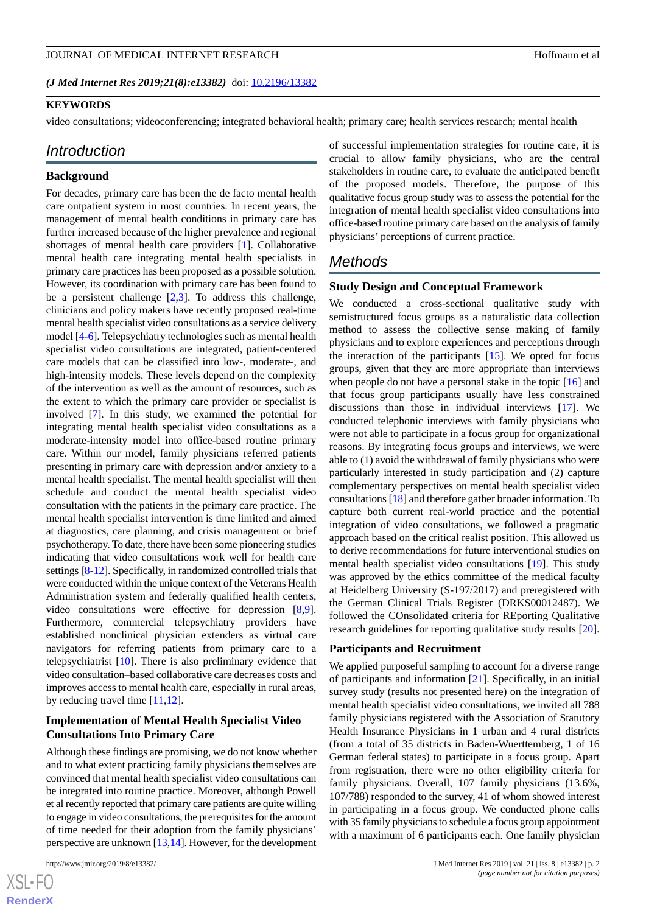*(J Med Internet Res 2019;21(8):e13382)* doi: 10.2196/13382

**KEYWORDS**

video consultations; videoconferencing; integrated behavioral health; primary care; health services research; mental health

## Introduction

### Background

For decades, primary care has been the de facto mental health care outpatient system in most countries. In recent years, the management of mental health conditions in primary care has further increased because of the higher prevalence and regional shortages of mental health care providers [1]. Collaborative mental health care integrating mental health specialists in primary care practices has been proposed as a possible solution. However, its coordination with primary care has been found to be a persistent challenge [2,3]. To address this challenge, clinicians and policy makers have recently proposed real-time mental health specialist video consultations as a service delivery model [4-6]. Telepsychiatry technologies such as mental health specialist video consultations are integrated, patient-centered care models that can be classified into low-, moderate-, and high-intensity models. These levels depend on the complexity of the intervention as well as the amount of resources, such as the extent to which the primary care provider or specialist is involved [7]. In this study, we examined the potential for integrating mental health specialist video consultations as a moderate-intensity model into office-based routine primary care. Within our model, family physicians referred patients presenting in primary care with depression and/or anxiety to a mental health specialist. The mental health specialist will then schedule and conduct the mental health specialist video consultation with the patients in the primary care practice. The mental health specialist intervention is time limited and aimed at diagnostics, care planning, and crisis management or brief psychotherapy. To date, there have been some pioneering studies indicating that video consultations work well for health care settings [8-12]. Specifically, in randomized controlled trials that were conducted within the unique context of the Veterans Health Administration system and federally qualified health centers, video consultations were effective for depression [8,9]. Furthermore, commercial telepsychiatry providers have established nonclinical physician extenders as virtual care navigators for referring patients from primary care to a telepsychiatrist [10]. There is also preliminary evidence that video consultation–based collaborative care decreases costs and improves access to mental health care, especially in rural areas, by reducing travel time [11,12].

### Implementation of Mental Health Specialist Video Consultations Into Primary Care

Although these findings are promising, we do not know whether and to what extent practicing family physicians themselves are convinced that mental health specialist video consultations can be integrated into routine practice. Moreover, although Powell et al recently reported that primary care patients are quite willing to engage in video consultations, the prerequisites for the amount of time needed for their adoption from the family physicians' perspective are unknown [13,14]. However, for the development of successful implementation strategies for routine care, it is crucial to allow family physicians, who are the central stakeholders in routine care, to evaluate the anticipated benefit of the proposed models. Therefore, the purpose of this qualitative focus group study was to assess the potential for the integration of mental health specialist video consultations into office-based routine primary care based on the analysis of family physicians' perceptions of current practice.

## Methods

### Study Design and Conceptual Framework

We conducted a cross-sectional qualitative study with semistructured focus groups as a naturalistic data collection method to assess the collective sense making of family physicians and to explore experiences and perceptions through the interaction of the participants [15]. We opted for focus groups, given that they are more appropriate than interviews when people do not have a personal stake in the topic [16] and that focus group participants usually have less constrained discussions than those in individual interviews [17]. We conducted telephonic interviews with family physicians who were not able to participate in a focus group for organizational reasons. By integrating focus groups and interviews, we were able to (1) avoid the withdrawal of family physicians who were particularly interested in study participation and (2) capture complementary perspectives on mental health specialist video consultations [18] and therefore gather broader information. To capture both current real-world practice and the potential integration of video consultations, we followed a pragmatic approach based on the critical realist position. This allowed us to derive recommendations for future interventional studies on mental health specialist video consultations [19]. This study was approved by the ethics committee of the medical faculty at Heidelberg University (S-197/2017) and preregistered with the German Clinical Trials Register (DRKS00012487). We followed the COnsolidated criteria for REporting Qualitative research guidelines for reporting qualitative study results [20].

### Participants and Recruitment

We applied purposeful sampling to account for a diverse range of participants and information [21]. Specifically, in an initial survey study (results not presented here) on the integration of mental health specialist video consultations, we invited all 788 family physicians registered with the Association of Statutory Health Insurance Physicians in 1 urban and 4 rural districts (from a total of 35 districts in Baden-Wuerttemberg, 1 of 16 German federal states) to participate in a focus group. Apart from registration, there were no other eligibility criteria for family physicians. Overall, 107 family physicians (13.6%, 107/788) responded to the survey, 41 of whom showed interest in participating in a focus group. We conducted phone calls with 35 family physicians to schedule a focus group appointment with a maximum of 6 participants each. One family physician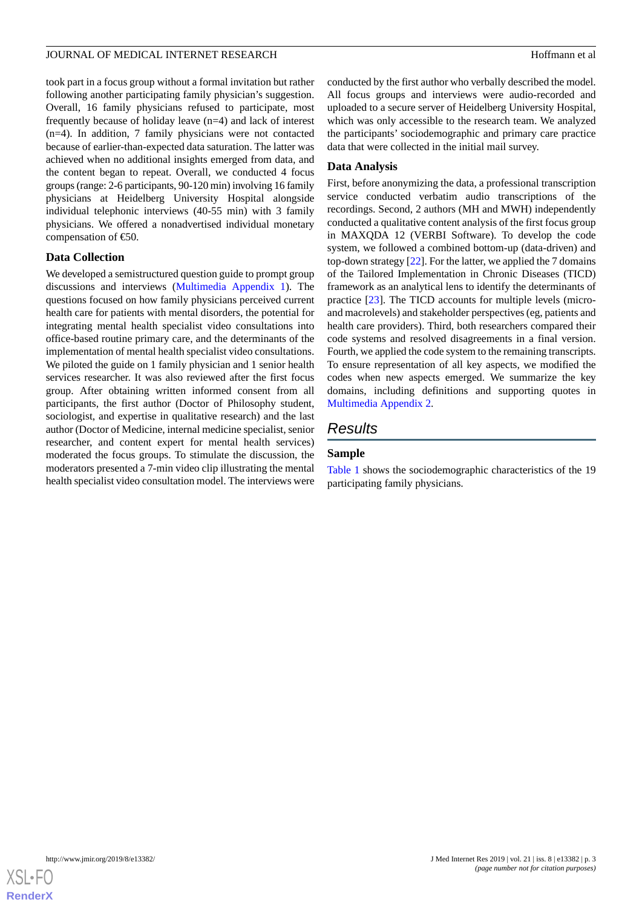took part in a focus group without a formal invitation but rather following another participating family physician's suggestion. Overall, 16 family physicians refused to participate, most frequently because of holiday leave (n=4) and lack of interest (n=4). In addition, 7 family physicians were not contacted because of earlier-than-expected data saturation. The latter was achieved when no additional insights emerged from data, and the content began to repeat. Overall, we conducted 4 focus groups (range: 2-6 participants, 90-120 min) involving 16 family physicians at Heidelberg University Hospital alongside individual telephonic interviews (40-55 min) with 3 family physicians. We offered a nonadvertised individual monetary compensation of €50.

### Data Collection

We developed a semistructured question guide to prompt group discussions and interviews (Multimedia Appendix 1). The questions focused on how family physicians perceived current health care for patients with mental disorders, the potential for integrating mental health specialist video consultations into office-based routine primary care, and the determinants of the implementation of mental health specialist video consultations. We piloted the guide on 1 family physician and 1 senior health services researcher. It was also reviewed after the first focus group. After obtaining written informed consent from all participants, the first author (Doctor of Philosophy student, sociologist, and expertise in qualitative research) and the last author (Doctor of Medicine, internal medicine specialist, senior researcher, and content expert for mental health services) moderated the focus groups. To stimulate the discussion, the moderators presented a 7-min video clip illustrating the mental health specialist video consultation model. The interviews were conducted by the first author who verbally described the model. All focus groups and interviews were audio-recorded and uploaded to a secure server of Heidelberg University Hospital, which was only accessible to the research team. We analyzed the participants' sociodemographic and primary care practice data that were collected in the initial mail survey.

### Data Analysis

First, before anonymizing the data, a professional transcription service conducted verbatim audio transcriptions of the recordings. Second, 2 authors (MH and MWH) independently conducted a qualitative content analysis of the first focus group in MAXQDA 12 (VERBI Software). To develop the code system, we followed a combined bottom-up (data-driven) and top-down strategy [22]. For the latter, we applied the 7 domains of the Tailored Implementation in Chronic Diseases (TICD) framework as an analytical lens to identify the determinants of practice [23]. The TICD accounts for multiple levels (micro- and macrolevels) and stakeholder perspectives (eg, patients and health care providers). Third, both researchers compared their code systems and resolved disagreements in a final version. Fourth, we applied the code system to the remaining transcripts. To ensure representation of all key aspects, we modified the codes when new aspects emerged. We summarize the key domains, including definitions and supporting quotes in Multimedia Appendix 2.

## Results

### Sample

Table 1 shows the sociodemographic characteristics of the 19 participating family physicians.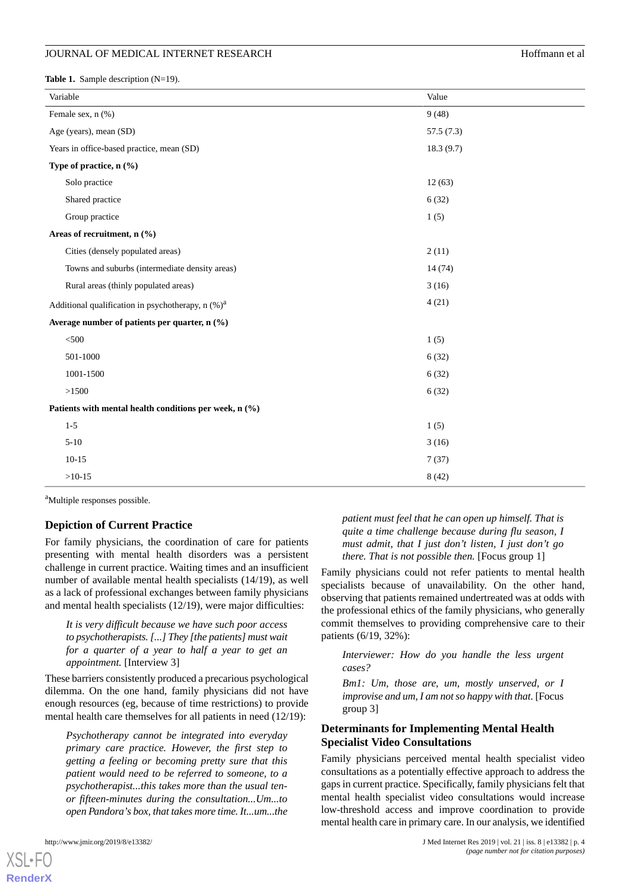**Table 1.** Sample description (N=19).

| Variable | Value |
|---|---|
| Female sex, n (%) | 9 (48) |
| Age (years), mean (SD) | 57.5 (7.3) |
| Years in office-based practice, mean (SD) | 18.3 (9.7) |
| **Type of practice, n (%)** | |
| Solo practice | 12 (63) |
| Shared practice | 6 (32) |
| Group practice | 1 (5) |
| **Areas of recruitment, n (%)** | |
| Cities (densely populated areas) | 2 (11) |
| Towns and suburbs (intermediate density areas) | 14 (74) |
| Rural areas (thinly populated areas) | 3 (16) |
| Additional qualification in psychotherapy, n (%)[a] | 4 (21) |
| **Average number of patients per quarter, n (%)** | |
| <500 | 1 (5) |
| 501-1000 | 6 (32) |
| 1001-1500 | 6 (32) |
| >1500 | 6 (32) |
| **Patients with mental health conditions per week, n (%)** | |
| 1-5 | 1 (5) |
| 5-10 | 3 (16) |
| 10-15 | 7 (37) |
| >10-15 | 8 (42) |

[a]Multiple responses possible.

## Depiction of Current Practice

For family physicians, the coordination of care for patients presenting with mental health disorders was a persistent challenge in current practice. Waiting times and an insufficient number of available mental health specialists (14/19), as well as a lack of professional exchanges between family physicians and mental health specialists (12/19), were major difficulties:

> *It is very difficult because we have such poor access to psychotherapists. [...] They [the patients] must wait for a quarter of a year to half a year to get an appointment.* [Interview 3]

These barriers consistently produced a precarious psychological dilemma. On the one hand, family physicians did not have enough resources (eg, because of time restrictions) to provide mental health care themselves for all patients in need (12/19):

> *Psychotherapy cannot be integrated into everyday primary care practice. However, the first step to getting a feeling or becoming pretty sure that this patient would need to be referred to someone, to a psychotherapist...this takes more than the usual ten- or fifteen-minutes during the consultation...Um...to open Pandora's box, that takes more time. It...um...the patient must feel that he can open up himself. That is quite a time challenge because during flu season, I must admit, that I just don't listen, I just don't go there. That is not possible then.* [Focus group 1]

Family physicians could not refer patients to mental health specialists because of unavailability. On the other hand, observing that patients remained undertreated was at odds with the professional ethics of the family physicians, who generally commit themselves to providing comprehensive care to their patients (6/19, 32%):

> *Interviewer: How do you handle the less urgent cases?*
>
> *Bm1: Um, those are, um, mostly unserved, or I improvise and um, I am not so happy with that.* [Focus group 3]

## Determinants for Implementing Mental Health Specialist Video Consultations

Family physicians perceived mental health specialist video consultations as a potentially effective approach to address the gaps in current practice. Specifically, family physicians felt that mental health specialist video consultations would increase low-threshold access and improve coordination to provide mental health care in primary care. In our analysis, we identified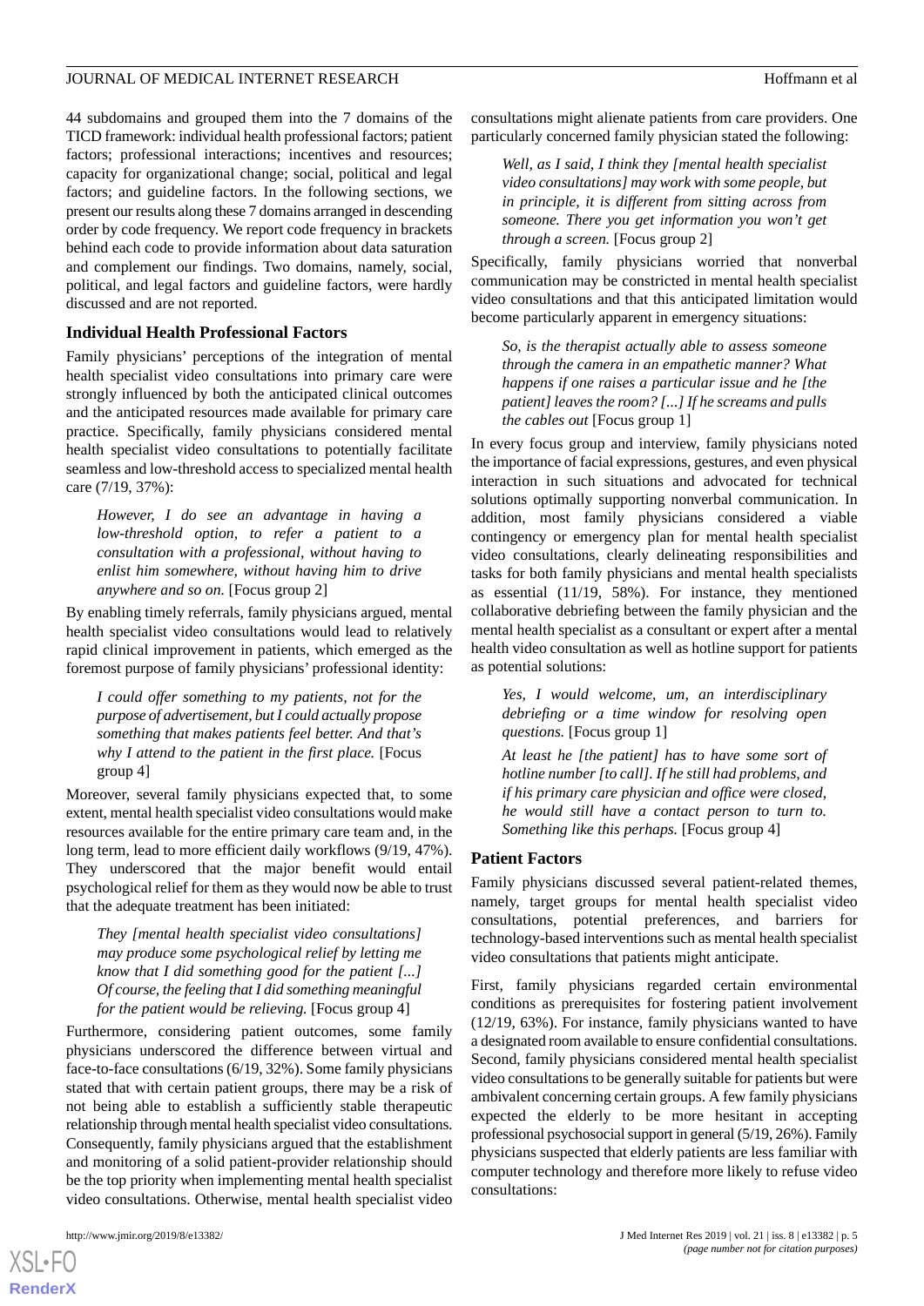44 subdomains and grouped them into the 7 domains of the TICD framework: individual health professional factors; patient factors; professional interactions; incentives and resources; capacity for organizational change; social, political and legal factors; and guideline factors. In the following sections, we present our results along these 7 domains arranged in descending order by code frequency. We report code frequency in brackets behind each code to provide information about data saturation and complement our findings. Two domains, namely, social, political, and legal factors and guideline factors, were hardly discussed and are not reported.

### Individual Health Professional Factors

Family physicians' perceptions of the integration of mental health specialist video consultations into primary care were strongly influenced by both the anticipated clinical outcomes and the anticipated resources made available for primary care practice. Specifically, family physicians considered mental health specialist video consultations to potentially facilitate seamless and low-threshold access to specialized mental health care (7/19, 37%):

> *However, I do see an advantage in having a low-threshold option, to refer a patient to a consultation with a professional, without having to enlist him somewhere, without having him to drive anywhere and so on.* [Focus group 2]

By enabling timely referrals, family physicians argued, mental health specialist video consultations would lead to relatively rapid clinical improvement in patients, which emerged as the foremost purpose of family physicians' professional identity:

> *I could offer something to my patients, not for the purpose of advertisement, but I could actually propose something that makes patients feel better. And that's why I attend to the patient in the first place.* [Focus group 4]

Moreover, several family physicians expected that, to some extent, mental health specialist video consultations would make resources available for the entire primary care team and, in the long term, lead to more efficient daily workflows (9/19, 47%). They underscored that the major benefit would entail psychological relief for them as they would now be able to trust that the adequate treatment has been initiated:

> *They [mental health specialist video consultations] may produce some psychological relief by letting me know that I did something good for the patient [...] Of course, the feeling that I did something meaningful for the patient would be relieving.* [Focus group 4]

Furthermore, considering patient outcomes, some family physicians underscored the difference between virtual and face-to-face consultations (6/19, 32%). Some family physicians stated that with certain patient groups, there may be a risk of not being able to establish a sufficiently stable therapeutic relationship through mental health specialist video consultations. Consequently, family physicians argued that the establishment and monitoring of a solid patient-provider relationship should be the top priority when implementing mental health specialist video consultations. Otherwise, mental health specialist video consultations might alienate patients from care providers. One particularly concerned family physician stated the following:

> *Well, as I said, I think they [mental health specialist video consultations] may work with some people, but in principle, it is different from sitting across from someone. There you get information you won't get through a screen.* [Focus group 2]

Specifically, family physicians worried that nonverbal communication may be constricted in mental health specialist video consultations and that this anticipated limitation would become particularly apparent in emergency situations:

> *So, is the therapist actually able to assess someone through the camera in an empathetic manner? What happens if one raises a particular issue and he [the patient] leaves the room? [...] If he screams and pulls the cables out* [Focus group 1]

In every focus group and interview, family physicians noted the importance of facial expressions, gestures, and even physical interaction in such situations and advocated for technical solutions optimally supporting nonverbal communication. In addition, most family physicians considered a viable contingency or emergency plan for mental health specialist video consultations, clearly delineating responsibilities and tasks for both family physicians and mental health specialists as essential (11/19, 58%). For instance, they mentioned collaborative debriefing between the family physician and the mental health specialist as a consultant or expert after a mental health video consultation as well as hotline support for patients as potential solutions:

> *Yes, I would welcome, um, an interdisciplinary debriefing or a time window for resolving open questions.* [Focus group 1]
>
> *At least he [the patient] has to have some sort of hotline number [to call]. If he still had problems, and if his primary care physician and office were closed, he would still have a contact person to turn to. Something like this perhaps.* [Focus group 4]

### Patient Factors

Family physicians discussed several patient-related themes, namely, target groups for mental health specialist video consultations, potential preferences, and barriers for technology-based interventions such as mental health specialist video consultations that patients might anticipate.

First, family physicians regarded certain environmental conditions as prerequisites for fostering patient involvement (12/19, 63%). For instance, family physicians wanted to have a designated room available to ensure confidential consultations. Second, family physicians considered mental health specialist video consultations to be generally suitable for patients but were ambivalent concerning certain groups. A few family physicians expected the elderly to be more hesitant in accepting professional psychosocial support in general (5/19, 26%). Family physicians suspected that elderly patients are less familiar with computer technology and therefore more likely to refuse video consultations: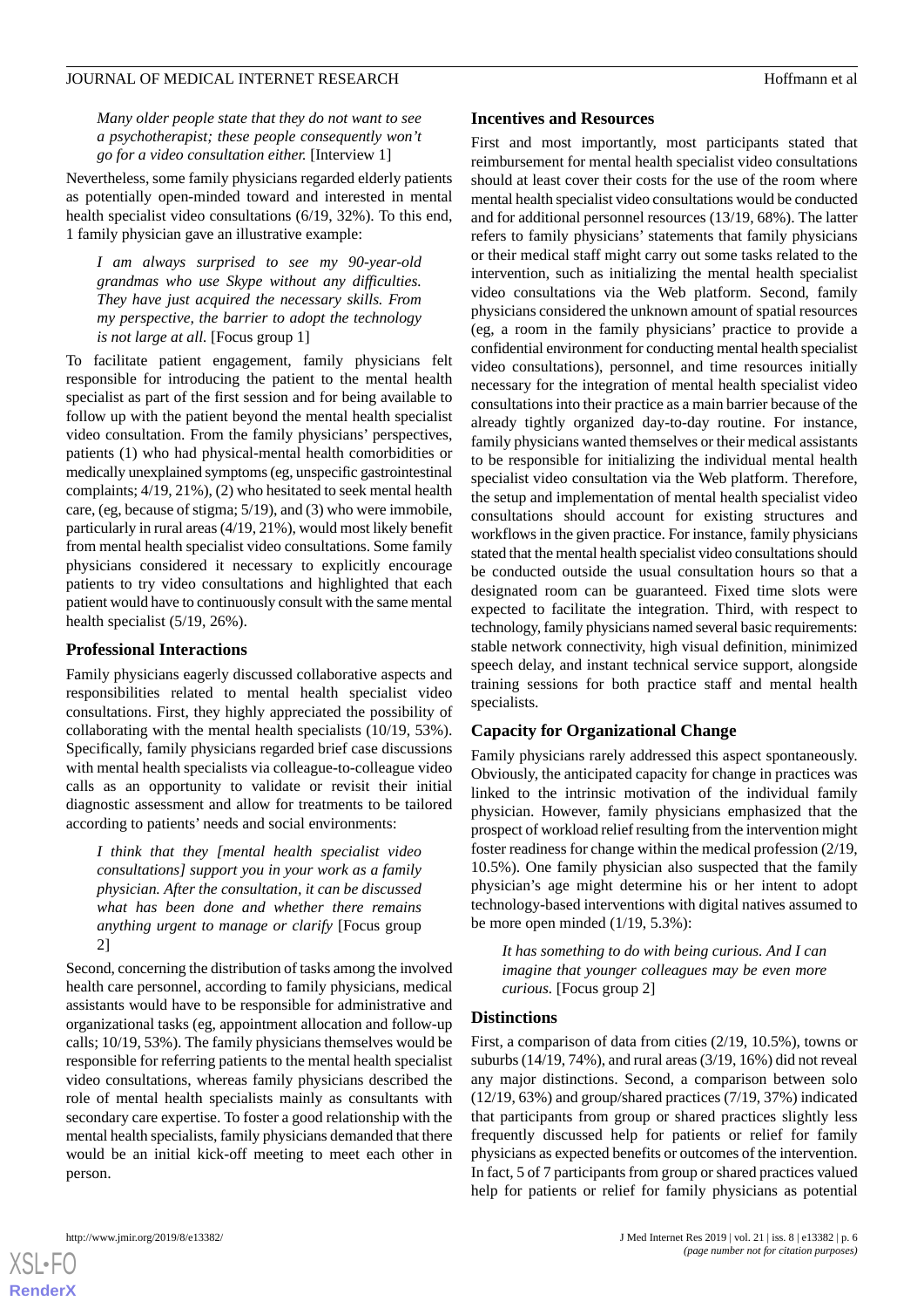*Many older people state that they do not want to see a psychotherapist; these people consequently won't go for a video consultation either.* [Interview 1]

Nevertheless, some family physicians regarded elderly patients as potentially open-minded toward and interested in mental health specialist video consultations (6/19, 32%). To this end, 1 family physician gave an illustrative example:

*I am always surprised to see my 90-year-old grandmas who use Skype without any difficulties. They have just acquired the necessary skills. From my perspective, the barrier to adopt the technology is not large at all.* [Focus group 1]

To facilitate patient engagement, family physicians felt responsible for introducing the patient to the mental health specialist as part of the first session and for being available to follow up with the patient beyond the mental health specialist video consultation. From the family physicians' perspectives, patients (1) who had physical-mental health comorbidities or medically unexplained symptoms (eg, unspecific gastrointestinal complaints; 4/19, 21%), (2) who hesitated to seek mental health care, (eg, because of stigma; 5/19), and (3) who were immobile, particularly in rural areas (4/19, 21%), would most likely benefit from mental health specialist video consultations. Some family physicians considered it necessary to explicitly encourage patients to try video consultations and highlighted that each patient would have to continuously consult with the same mental health specialist (5/19, 26%).

### Professional Interactions

Family physicians eagerly discussed collaborative aspects and responsibilities related to mental health specialist video consultations. First, they highly appreciated the possibility of collaborating with the mental health specialists (10/19, 53%). Specifically, family physicians regarded brief case discussions with mental health specialists via colleague-to-colleague video calls as an opportunity to validate or revisit their initial diagnostic assessment and allow for treatments to be tailored according to patients' needs and social environments:

*I think that they [mental health specialist video consultations] support you in your work as a family physician. After the consultation, it can be discussed what has been done and whether there remains anything urgent to manage or clarify* [Focus group 2]

Second, concerning the distribution of tasks among the involved health care personnel, according to family physicians, medical assistants would have to be responsible for administrative and organizational tasks (eg, appointment allocation and follow-up calls; 10/19, 53%). The family physicians themselves would be responsible for referring patients to the mental health specialist video consultations, whereas family physicians described the role of mental health specialists mainly as consultants with secondary care expertise. To foster a good relationship with the mental health specialists, family physicians demanded that there would be an initial kick-off meeting to meet each other in person.

### Incentives and Resources

First and most importantly, most participants stated that reimbursement for mental health specialist video consultations should at least cover their costs for the use of the room where mental health specialist video consultations would be conducted and for additional personnel resources (13/19, 68%). The latter refers to family physicians' statements that family physicians or their medical staff might carry out some tasks related to the intervention, such as initializing the mental health specialist video consultations via the Web platform. Second, family physicians considered the unknown amount of spatial resources (eg, a room in the family physicians' practice to provide a confidential environment for conducting mental health specialist video consultations), personnel, and time resources initially necessary for the integration of mental health specialist video consultations into their practice as a main barrier because of the already tightly organized day-to-day routine. For instance, family physicians wanted themselves or their medical assistants to be responsible for initializing the individual mental health specialist video consultation via the Web platform. Therefore, the setup and implementation of mental health specialist video consultations should account for existing structures and workflows in the given practice. For instance, family physicians stated that the mental health specialist video consultations should be conducted outside the usual consultation hours so that a designated room can be guaranteed. Fixed time slots were expected to facilitate the integration. Third, with respect to technology, family physicians named several basic requirements: stable network connectivity, high visual definition, minimized speech delay, and instant technical service support, alongside training sessions for both practice staff and mental health specialists.

### Capacity for Organizational Change

Family physicians rarely addressed this aspect spontaneously. Obviously, the anticipated capacity for change in practices was linked to the intrinsic motivation of the individual family physician. However, family physicians emphasized that the prospect of workload relief resulting from the intervention might foster readiness for change within the medical profession (2/19, 10.5%). One family physician also suspected that the family physician's age might determine his or her intent to adopt technology-based interventions with digital natives assumed to be more open minded (1/19, 5.3%):

*It has something to do with being curious. And I can imagine that younger colleagues may be even more curious.* [Focus group 2]

### Distinctions

First, a comparison of data from cities (2/19, 10.5%), towns or suburbs (14/19, 74%), and rural areas (3/19, 16%) did not reveal any major distinctions. Second, a comparison between solo (12/19, 63%) and group/shared practices (7/19, 37%) indicated that participants from group or shared practices slightly less frequently discussed help for patients or relief for family physicians as expected benefits or outcomes of the intervention. In fact, 5 of 7 participants from group or shared practices valued help for patients or relief for family physicians as potential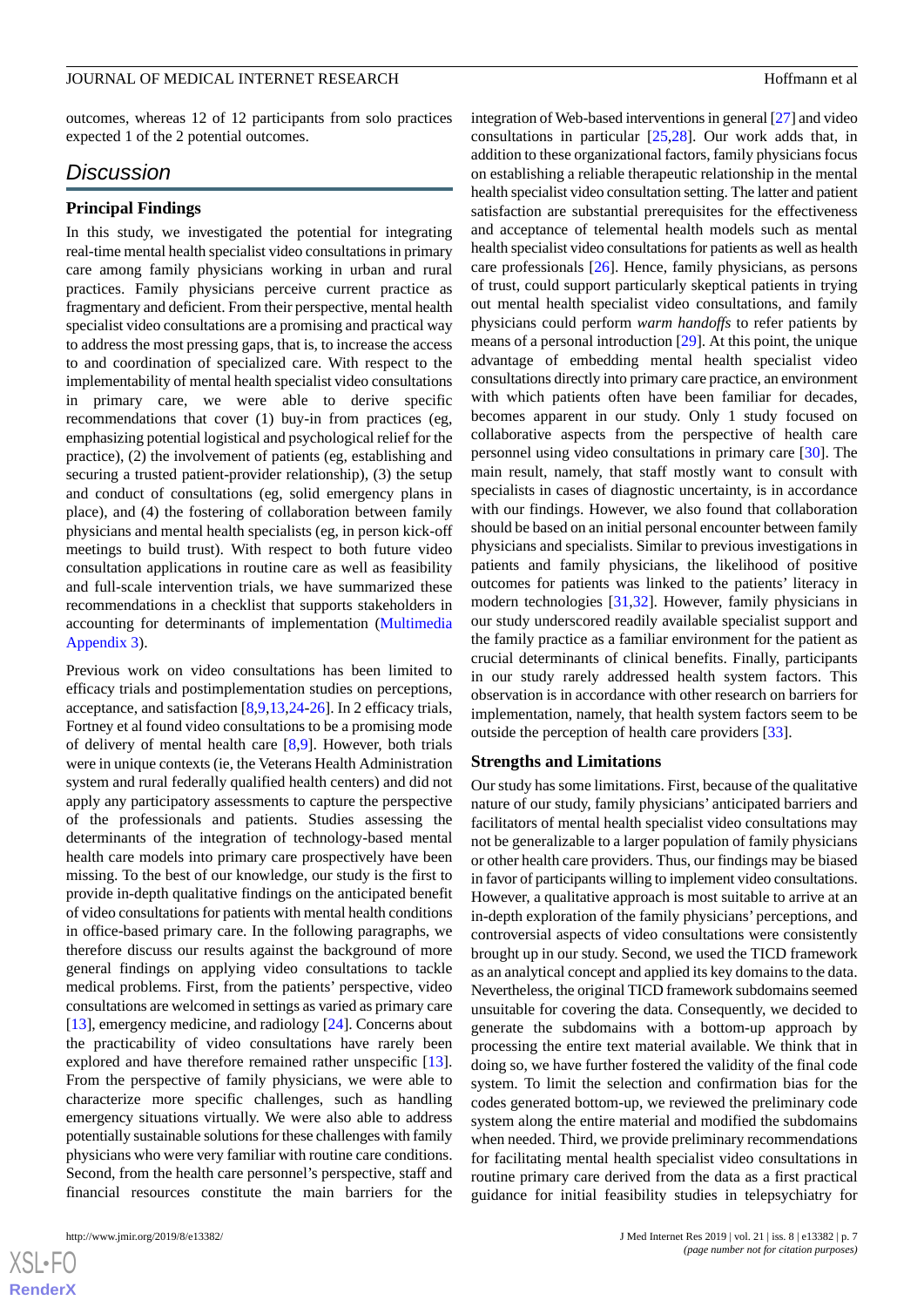outcomes, whereas 12 of 12 participants from solo practices expected 1 of the 2 potential outcomes.

## Discussion

### Principal Findings

In this study, we investigated the potential for integrating real-time mental health specialist video consultations in primary care among family physicians working in urban and rural practices. Family physicians perceive current practice as fragmentary and deficient. From their perspective, mental health specialist video consultations are a promising and practical way to address the most pressing gaps, that is, to increase the access to and coordination of specialized care. With respect to the implementability of mental health specialist video consultations in primary care, we were able to derive specific recommendations that cover (1) buy-in from practices (eg, emphasizing potential logistical and psychological relief for the practice), (2) the involvement of patients (eg, establishing and securing a trusted patient-provider relationship), (3) the setup and conduct of consultations (eg, solid emergency plans in place), and (4) the fostering of collaboration between family physicians and mental health specialists (eg, in person kick-off meetings to build trust). With respect to both future video consultation applications in routine care as well as feasibility and full-scale intervention trials, we have summarized these recommendations in a checklist that supports stakeholders in accounting for determinants of implementation (Multimedia Appendix 3).

Previous work on video consultations has been limited to efficacy trials and postimplementation studies on perceptions, acceptance, and satisfaction [8,9,13,24-26]. In 2 efficacy trials, Fortney et al found video consultations to be a promising mode of delivery of mental health care [8,9]. However, both trials were in unique contexts (ie, the Veterans Health Administration system and rural federally qualified health centers) and did not apply any participatory assessments to capture the perspective of the professionals and patients. Studies assessing the determinants of the integration of technology-based mental health care models into primary care prospectively have been missing. To the best of our knowledge, our study is the first to provide in-depth qualitative findings on the anticipated benefit of video consultations for patients with mental health conditions in office-based primary care. In the following paragraphs, we therefore discuss our results against the background of more general findings on applying video consultations to tackle medical problems. First, from the patients' perspective, video consultations are welcomed in settings as varied as primary care [13], emergency medicine, and radiology [24]. Concerns about the practicability of video consultations have rarely been explored and have therefore remained rather unspecific [13]. From the perspective of family physicians, we were able to characterize more specific challenges, such as handling emergency situations virtually. We were also able to address potentially sustainable solutions for these challenges with family physicians who were very familiar with routine care conditions. Second, from the health care personnel's perspective, staff and financial resources constitute the main barriers for the integration of Web-based interventions in general [27] and video consultations in particular [25,28]. Our work adds that, in addition to these organizational factors, family physicians focus on establishing a reliable therapeutic relationship in the mental health specialist video consultation setting. The latter and patient satisfaction are substantial prerequisites for the effectiveness and acceptance of telemental health models such as mental health specialist video consultations for patients as well as health care professionals [26]. Hence, family physicians, as persons of trust, could support particularly skeptical patients in trying out mental health specialist video consultations, and family physicians could perform *warm handoffs* to refer patients by means of a personal introduction [29]. At this point, the unique advantage of embedding mental health specialist video consultations directly into primary care practice, an environment with which patients often have been familiar for decades, becomes apparent in our study. Only 1 study focused on collaborative aspects from the perspective of health care personnel using video consultations in primary care [30]. The main result, namely, that staff mostly want to consult with specialists in cases of diagnostic uncertainty, is in accordance with our findings. However, we also found that collaboration should be based on an initial personal encounter between family physicians and specialists. Similar to previous investigations in patients and family physicians, the likelihood of positive outcomes for patients was linked to the patients' literacy in modern technologies [31,32]. However, family physicians in our study underscored readily available specialist support and the family practice as a familiar environment for the patient as crucial determinants of clinical benefits. Finally, participants in our study rarely addressed health system factors. This observation is in accordance with other research on barriers for implementation, namely, that health system factors seem to be outside the perception of health care providers [33].

### Strengths and Limitations

Our study has some limitations. First, because of the qualitative nature of our study, family physicians' anticipated barriers and facilitators of mental health specialist video consultations may not be generalizable to a larger population of family physicians or other health care providers. Thus, our findings may be biased in favor of participants willing to implement video consultations. However, a qualitative approach is most suitable to arrive at an in-depth exploration of the family physicians' perceptions, and controversial aspects of video consultations were consistently brought up in our study. Second, we used the TICD framework as an analytical concept and applied its key domains to the data. Nevertheless, the original TICD framework subdomains seemed unsuitable for covering the data. Consequently, we decided to generate the subdomains with a bottom-up approach by processing the entire text material available. We think that in doing so, we have further fostered the validity of the final code system. To limit the selection and confirmation bias for the codes generated bottom-up, we reviewed the preliminary code system along the entire material and modified the subdomains when needed. Third, we provide preliminary recommendations for facilitating mental health specialist video consultations in routine primary care derived from the data as a first practical guidance for initial feasibility studies in telepsychiatry for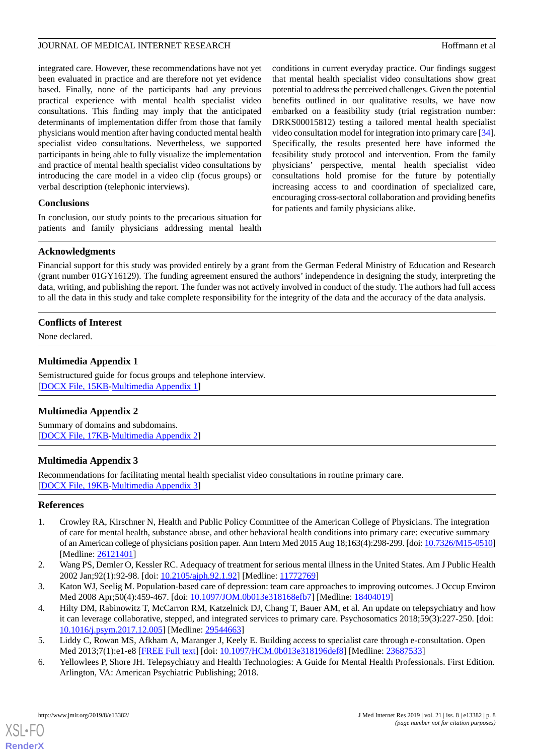integrated care. However, these recommendations have not yet been evaluated in practice and are therefore not yet evidence based. Finally, none of the participants had any previous practical experience with mental health specialist video consultations. This finding may imply that the anticipated determinants of implementation differ from those that family physicians would mention after having conducted mental health specialist video consultations. Nevertheless, we supported participants in being able to fully visualize the implementation and practice of mental health specialist video consultations by introducing the care model in a video clip (focus groups) or verbal description (telephonic interviews).

### Conclusions

In conclusion, our study points to the precarious situation for patients and family physicians addressing mental health conditions in current everyday practice. Our findings suggest that mental health specialist video consultations show great potential to address the perceived challenges. Given the potential benefits outlined in our qualitative results, we have now embarked on a feasibility study (trial registration number: DRKS00015812) testing a tailored mental health specialist video consultation model for integration into primary care [34]. Specifically, the results presented here have informed the feasibility study protocol and intervention. From the family physicians' perspective, mental health specialist video consultations hold promise for the future by potentially increasing access to and coordination of specialized care, encouraging cross-sectoral collaboration and providing benefits for patients and family physicians alike.

## Acknowledgments

Financial support for this study was provided entirely by a grant from the German Federal Ministry of Education and Research (grant number 01GY16129). The funding agreement ensured the authors' independence in designing the study, interpreting the data, writing, and publishing the report. The funder was not actively involved in conduct of the study. The authors had full access to all the data in this study and take complete responsibility for the integrity of the data and the accuracy of the data analysis.

## Conflicts of Interest

None declared.

## Multimedia Appendix 1

Semistructured guide for focus groups and telephone interview.
[DOCX File, 15KB-Multimedia Appendix 1]

## Multimedia Appendix 2

Summary of domains and subdomains.
[DOCX File, 17KB-Multimedia Appendix 2]

## Multimedia Appendix 3

Recommendations for facilitating mental health specialist video consultations in routine primary care.
[DOCX File, 19KB-Multimedia Appendix 3]

## References

1. Crowley RA, Kirschner N, Health and Public Policy Committee of the American College of Physicians. The integration of care for mental health, substance abuse, and other behavioral health conditions into primary care: executive summary of an American college of physicians position paper. Ann Intern Med 2015 Aug 18;163(4):298-299. [doi: 10.7326/M15-0510] [Medline: 26121401]
2. Wang PS, Demler O, Kessler RC. Adequacy of treatment for serious mental illness in the United States. Am J Public Health 2002 Jan;92(1):92-98. [doi: 10.2105/ajph.92.1.92] [Medline: 11772769]
3. Katon WJ, Seelig M. Population-based care of depression: team care approaches to improving outcomes. J Occup Environ Med 2008 Apr;50(4):459-467. [doi: 10.1097/JOM.0b013e318168efb7] [Medline: 18404019]
4. Hilty DM, Rabinowitz T, McCarron RM, Katzelnick DJ, Chang T, Bauer AM, et al. An update on telepsychiatry and how it can leverage collaborative, stepped, and integrated services to primary care. Psychosomatics 2018;59(3):227-250. [doi: 10.1016/j.psym.2017.12.005] [Medline: 29544663]
5. Liddy C, Rowan MS, Afkham A, Maranger J, Keely E. Building access to specialist care through e-consultation. Open Med 2013;7(1):e1-e8 [FREE Full text] [doi: 10.1097/HCM.0b013e318196def8] [Medline: 23687533]
6. Yellowlees P, Shore JH. Telepsychiatry and Health Technologies: A Guide for Mental Health Professionals. First Edition. Arlington, VA: American Psychiatric Publishing; 2018.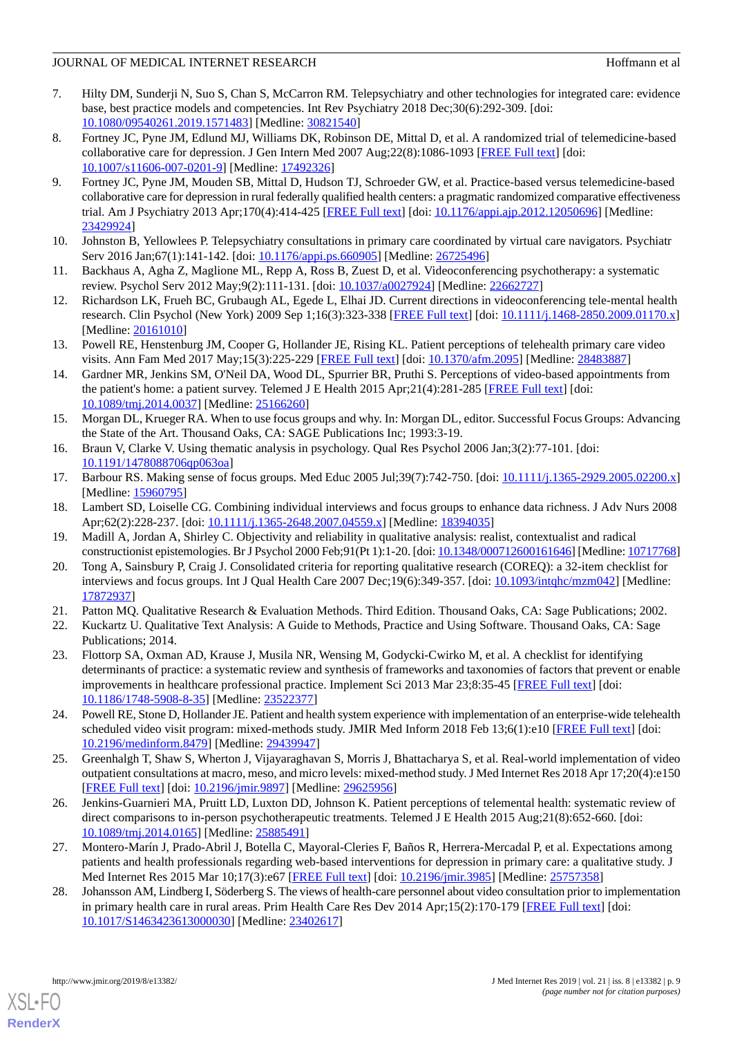7. Hilty DM, Sunderji N, Suo S, Chan S, McCarron RM. Telepsychiatry and other technologies for integrated care: evidence base, best practice models and competencies. Int Rev Psychiatry 2018 Dec;30(6):292-309. [doi: 10.1080/09540261.2019.1571483] [Medline: 30821540]
8. Fortney JC, Pyne JM, Edlund MJ, Williams DK, Robinson DE, Mittal D, et al. A randomized trial of telemedicine-based collaborative care for depression. J Gen Intern Med 2007 Aug;22(8):1086-1093 [FREE Full text] [doi: 10.1007/s11606-007-0201-9] [Medline: 17492326]
9. Fortney JC, Pyne JM, Mouden SB, Mittal D, Hudson TJ, Schroeder GW, et al. Practice-based versus telemedicine-based collaborative care for depression in rural federally qualified health centers: a pragmatic randomized comparative effectiveness trial. Am J Psychiatry 2013 Apr;170(4):414-425 [FREE Full text] [doi: 10.1176/appi.ajp.2012.12050696] [Medline: 23429924]
10. Johnston B, Yellowlees P. Telepsychiatry consultations in primary care coordinated by virtual care navigators. Psychiatr Serv 2016 Jan;67(1):141-142. [doi: 10.1176/appi.ps.660905] [Medline: 26725496]
11. Backhaus A, Agha Z, Maglione ML, Repp A, Ross B, Zuest D, et al. Videoconferencing psychotherapy: a systematic review. Psychol Serv 2012 May;9(2):111-131. [doi: 10.1037/a0027924] [Medline: 22662727]
12. Richardson LK, Frueh BC, Grubaugh AL, Egede L, Elhai JD. Current directions in videoconferencing tele-mental health research. Clin Psychol (New York) 2009 Sep 1;16(3):323-338 [FREE Full text] [doi: 10.1111/j.1468-2850.2009.01170.x] [Medline: 20161010]
13. Powell RE, Henstenburg JM, Cooper G, Hollander JE, Rising KL. Patient perceptions of telehealth primary care video visits. Ann Fam Med 2017 May;15(3):225-229 [FREE Full text] [doi: 10.1370/afm.2095] [Medline: 28483887]
14. Gardner MR, Jenkins SM, O'Neil DA, Wood DL, Spurrier BR, Pruthi S. Perceptions of video-based appointments from the patient's home: a patient survey. Telemed J E Health 2015 Apr;21(4):281-285 [FREE Full text] [doi: 10.1089/tmj.2014.0037] [Medline: 25166260]
15. Morgan DL, Krueger RA. When to use focus groups and why. In: Morgan DL, editor. Successful Focus Groups: Advancing the State of the Art. Thousand Oaks, CA: SAGE Publications Inc; 1993:3-19.
16. Braun V, Clarke V. Using thematic analysis in psychology. Qual Res Psychol 2006 Jan;3(2):77-101. [doi: 10.1191/1478088706qp063oa]
17. Barbour RS. Making sense of focus groups. Med Educ 2005 Jul;39(7):742-750. [doi: 10.1111/j.1365-2929.2005.02200.x] [Medline: 15960795]
18. Lambert SD, Loiselle CG. Combining individual interviews and focus groups to enhance data richness. J Adv Nurs 2008 Apr;62(2):228-237. [doi: 10.1111/j.1365-2648.2007.04559.x] [Medline: 18394035]
19. Madill A, Jordan A, Shirley C. Objectivity and reliability in qualitative analysis: realist, contextualist and radical constructionist epistemologies. Br J Psychol 2000 Feb;91(Pt 1):1-20. [doi: 10.1348/000712600161646] [Medline: 10717768]
20. Tong A, Sainsbury P, Craig J. Consolidated criteria for reporting qualitative research (COREQ): a 32-item checklist for interviews and focus groups. Int J Qual Health Care 2007 Dec;19(6):349-357. [doi: 10.1093/intqhc/mzm042] [Medline: 17872937]
21. Patton MQ. Qualitative Research & Evaluation Methods. Third Edition. Thousand Oaks, CA: Sage Publications; 2002.
22. Kuckartz U. Qualitative Text Analysis: A Guide to Methods, Practice and Using Software. Thousand Oaks, CA: Sage Publications; 2014.
23. Flottorp SA, Oxman AD, Krause J, Musila NR, Wensing M, Godycki-Cwirko M, et al. A checklist for identifying determinants of practice: a systematic review and synthesis of frameworks and taxonomies of factors that prevent or enable improvements in healthcare professional practice. Implement Sci 2013 Mar 23;8:35-45 [FREE Full text] [doi: 10.1186/1748-5908-8-35] [Medline: 23522377]
24. Powell RE, Stone D, Hollander JE. Patient and health system experience with implementation of an enterprise-wide telehealth scheduled video visit program: mixed-methods study. JMIR Med Inform 2018 Feb 13;6(1):e10 [FREE Full text] [doi: 10.2196/medinform.8479] [Medline: 29439947]
25. Greenhalgh T, Shaw S, Wherton J, Vijayaraghavan S, Morris J, Bhattacharya S, et al. Real-world implementation of video outpatient consultations at macro, meso, and micro levels: mixed-method study. J Med Internet Res 2018 Apr 17;20(4):e150 [FREE Full text] [doi: 10.2196/jmir.9897] [Medline: 29625956]
26. Jenkins-Guarnieri MA, Pruitt LD, Luxton DD, Johnson K. Patient perceptions of telemental health: systematic review of direct comparisons to in-person psychotherapeutic treatments. Telemed J E Health 2015 Aug;21(8):652-660. [doi: 10.1089/tmj.2014.0165] [Medline: 25885491]
27. Montero-Marín J, Prado-Abril J, Botella C, Mayoral-Cleries F, Baños R, Herrera-Mercadal P, et al. Expectations among patients and health professionals regarding web-based interventions for depression in primary care: a qualitative study. J Med Internet Res 2015 Mar 10;17(3):e67 [FREE Full text] [doi: 10.2196/jmir.3985] [Medline: 25757358]
28. Johansson AM, Lindberg I, Söderberg S. The views of health-care personnel about video consultation prior to implementation in primary health care in rural areas. Prim Health Care Res Dev 2014 Apr;15(2):170-179 [FREE Full text] [doi: 10.1017/S1463423613000030] [Medline: 23402617]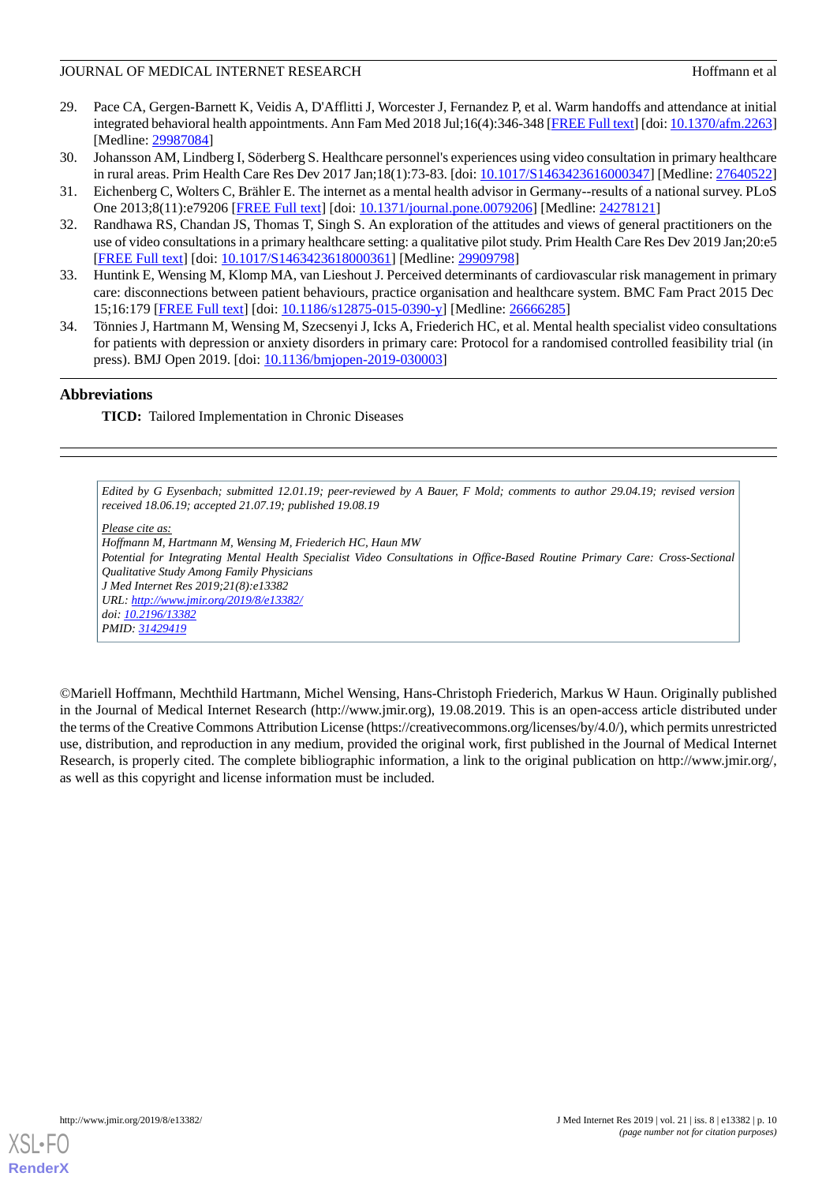29. Pace CA, Gergen-Barnett K, Veidis A, D'Afflitti J, Worcester J, Fernandez P, et al. Warm handoffs and attendance at initial integrated behavioral health appointments. Ann Fam Med 2018 Jul;16(4):346-348 [FREE Full text] [doi: 10.1370/afm.2263] [Medline: 29987084]
30. Johansson AM, Lindberg I, Söderberg S. Healthcare personnel's experiences using video consultation in primary healthcare in rural areas. Prim Health Care Res Dev 2017 Jan;18(1):73-83. [doi: 10.1017/S1463423616000347] [Medline: 27640522]
31. Eichenberg C, Wolters C, Brähler E. The internet as a mental health advisor in Germany--results of a national survey. PLoS One 2013;8(11):e79206 [FREE Full text] [doi: 10.1371/journal.pone.0079206] [Medline: 24278121]
32. Randhawa RS, Chandan JS, Thomas T, Singh S. An exploration of the attitudes and views of general practitioners on the use of video consultations in a primary healthcare setting: a qualitative pilot study. Prim Health Care Res Dev 2019 Jan;20:e5 [FREE Full text] [doi: 10.1017/S1463423618000361] [Medline: 29909798]
33. Huntink E, Wensing M, Klomp MA, van Lieshout J. Perceived determinants of cardiovascular risk management in primary care: disconnections between patient behaviours, practice organisation and healthcare system. BMC Fam Pract 2015 Dec 15;16:179 [FREE Full text] [doi: 10.1186/s12875-015-0390-y] [Medline: 26666285]
34. Tönnies J, Hartmann M, Wensing M, Szecsenyi J, Icks A, Friederich HC, et al. Mental health specialist video consultations for patients with depression or anxiety disorders in primary care: Protocol for a randomised controlled feasibility trial (in press). BMJ Open 2019. [doi: 10.1136/bmjopen-2019-030003]

## Abbreviations

**TICD:** Tailored Implementation in Chronic Diseases

*Edited by G Eysenbach; submitted 12.01.19; peer-reviewed by A Bauer, F Mold; comments to author 29.04.19; revised version received 18.06.19; accepted 21.07.19; published 19.08.19*

*Please cite as:*
*Hoffmann M, Hartmann M, Wensing M, Friederich HC, Haun MW*
*Potential for Integrating Mental Health Specialist Video Consultations in Office-Based Routine Primary Care: Cross-Sectional Qualitative Study Among Family Physicians*
*J Med Internet Res 2019;21(8):e13382*
*URL: http://www.jmir.org/2019/8/e13382/*
*doi: 10.2196/13382*
*PMID: 31429419*

©Mariell Hoffmann, Mechthild Hartmann, Michel Wensing, Hans-Christoph Friederich, Markus W Haun. Originally published in the Journal of Medical Internet Research (http://www.jmir.org), 19.08.2019. This is an open-access article distributed under the terms of the Creative Commons Attribution License (https://creativecommons.org/licenses/by/4.0/), which permits unrestricted use, distribution, and reproduction in any medium, provided the original work, first published in the Journal of Medical Internet Research, is properly cited. The complete bibliographic information, a link to the original publication on http://www.jmir.org/, as well as this copyright and license information must be included.